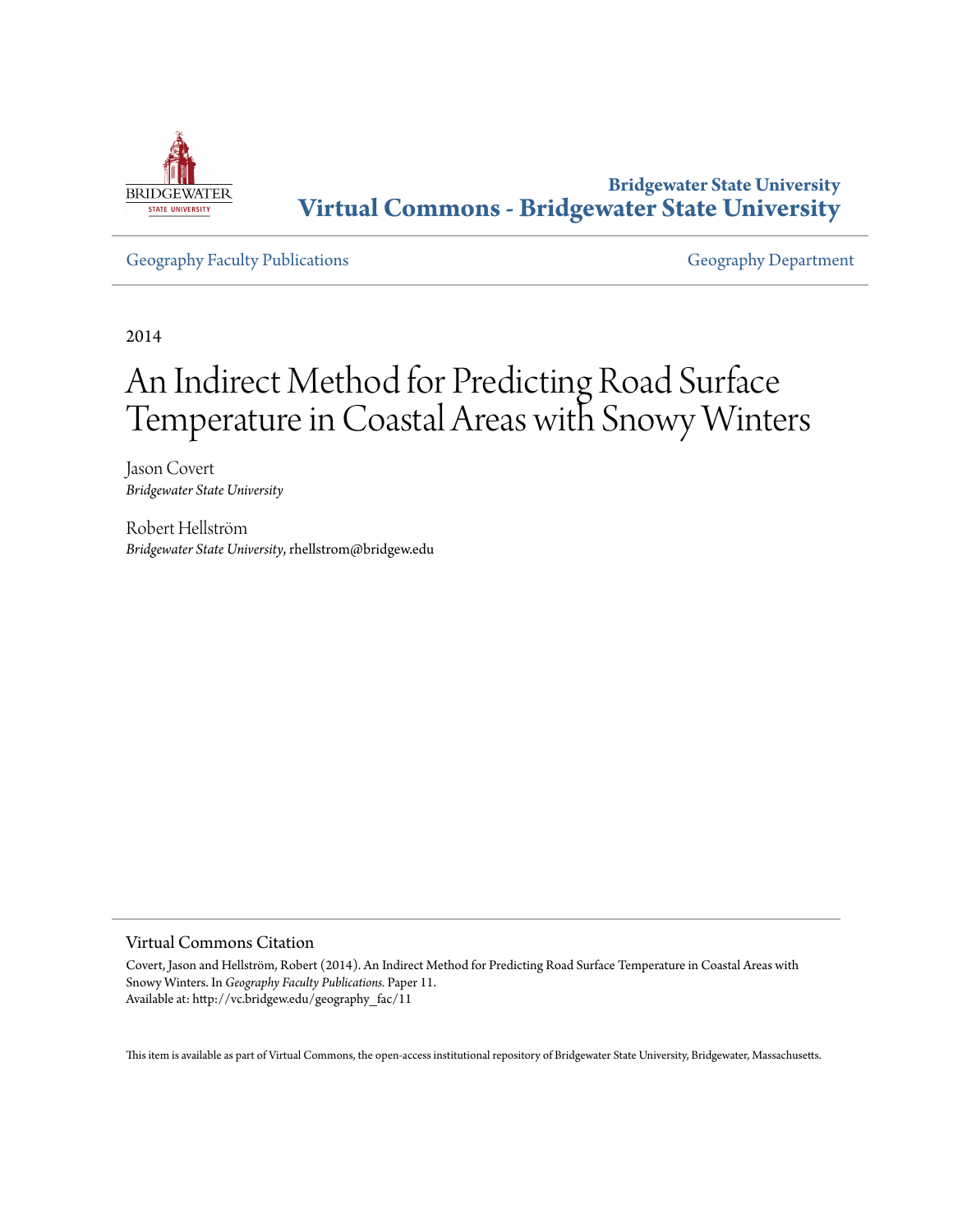**Bridgewater State University**
**Virtual Commons - Bridgewater State University**

Geography Faculty Publications | Geography Department

2014

# An Indirect Method for Predicting Road Surface Temperature in Coastal Areas with Snowy Winters

Jason Covert
*Bridgewater State University*

Robert Hellström
*Bridgewater State University*, rhellstrom@bridgew.edu

## Virtual Commons Citation

Covert, Jason and Hellström, Robert (2014). An Indirect Method for Predicting Road Surface Temperature in Coastal Areas with Snowy Winters. In *Geography Faculty Publications*. Paper 11.
Available at: http://vc.bridgew.edu/geography_fac/11

This item is available as part of Virtual Commons, the open-access institutional repository of Bridgewater State University, Bridgewater, Massachusetts.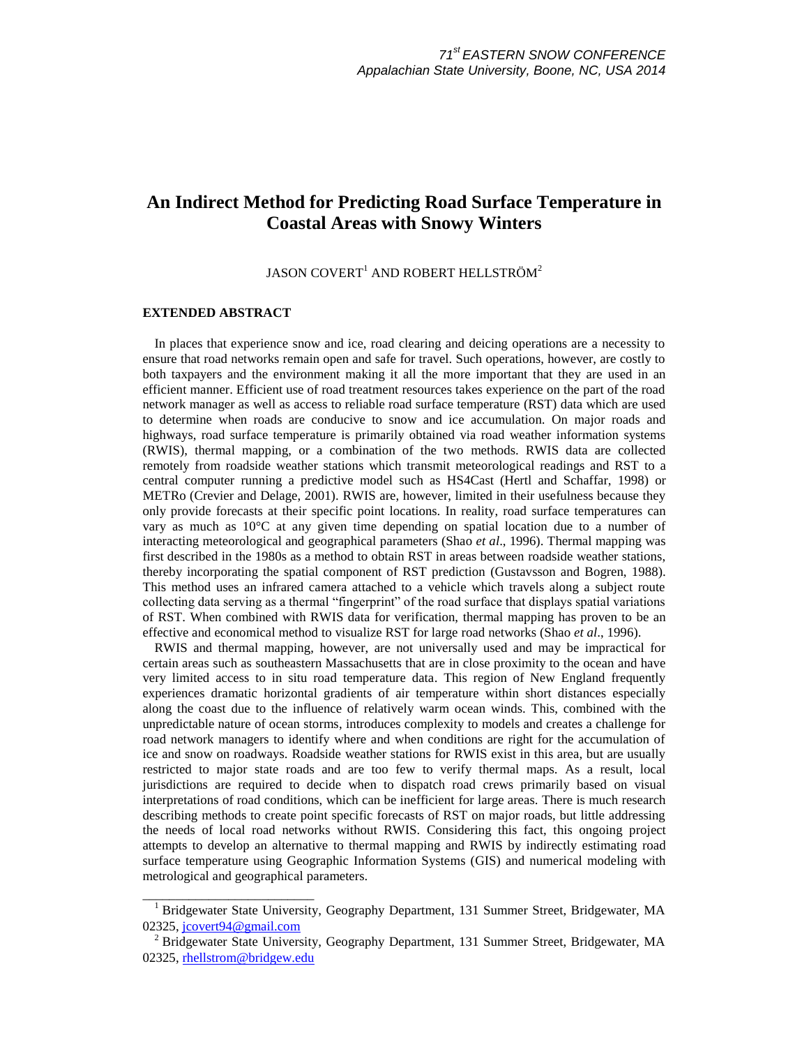# An Indirect Method for Predicting Road Surface Temperature in Coastal Areas with Snowy Winters

JASON COVERT[1] AND ROBERT HELLSTRÖM[2]

## EXTENDED ABSTRACT

In places that experience snow and ice, road clearing and deicing operations are a necessity to ensure that road networks remain open and safe for travel. Such operations, however, are costly to both taxpayers and the environment making it all the more important that they are used in an efficient manner. Efficient use of road treatment resources takes experience on the part of the road network manager as well as access to reliable road surface temperature (RST) data which are used to determine when roads are conducive to snow and ice accumulation. On major roads and highways, road surface temperature is primarily obtained via road weather information systems (RWIS), thermal mapping, or a combination of the two methods. RWIS data are collected remotely from roadside weather stations which transmit meteorological readings and RST to a central computer running a predictive model such as HS4Cast (Hertl and Schaffar, 1998) or METRo (Crevier and Delage, 2001). RWIS are, however, limited in their usefulness because they only provide forecasts at their specific point locations. In reality, road surface temperatures can vary as much as 10°C at any given time depending on spatial location due to a number of interacting meteorological and geographical parameters (Shao *et al*., 1996). Thermal mapping was first described in the 1980s as a method to obtain RST in areas between roadside weather stations, thereby incorporating the spatial component of RST prediction (Gustavsson and Bogren, 1988). This method uses an infrared camera attached to a vehicle which travels along a subject route collecting data serving as a thermal "fingerprint" of the road surface that displays spatial variations of RST. When combined with RWIS data for verification, thermal mapping has proven to be an effective and economical method to visualize RST for large road networks (Shao *et al*., 1996).

RWIS and thermal mapping, however, are not universally used and may be impractical for certain areas such as southeastern Massachusetts that are in close proximity to the ocean and have very limited access to in situ road temperature data. This region of New England frequently experiences dramatic horizontal gradients of air temperature within short distances especially along the coast due to the influence of relatively warm ocean winds. This, combined with the unpredictable nature of ocean storms, introduces complexity to models and creates a challenge for road network managers to identify where and when conditions are right for the accumulation of ice and snow on roadways. Roadside weather stations for RWIS exist in this area, but are usually restricted to major state roads and are too few to verify thermal maps. As a result, local jurisdictions are required to decide when to dispatch road crews primarily based on visual interpretations of road conditions, which can be inefficient for large areas. There is much research describing methods to create point specific forecasts of RST on major roads, but little addressing the needs of local road networks without RWIS. Considering this fact, this ongoing project attempts to develop an alternative to thermal mapping and RWIS by indirectly estimating road surface temperature using Geographic Information Systems (GIS) and numerical modeling with metrological and geographical parameters.

---

[1] Bridgewater State University, Geography Department, 131 Summer Street, Bridgewater, MA 02325, jcovert94@gmail.com

[2] Bridgewater State University, Geography Department, 131 Summer Street, Bridgewater, MA 02325, rhellstrom@bridgew.edu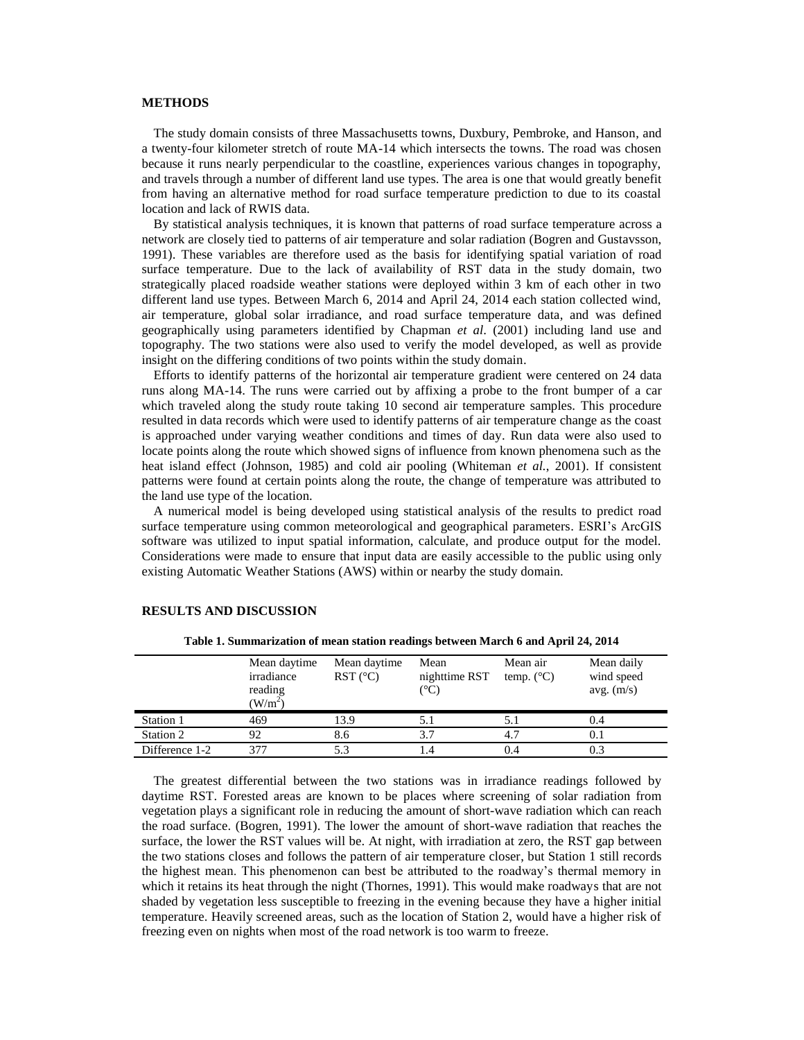## METHODS

The study domain consists of three Massachusetts towns, Duxbury, Pembroke, and Hanson, and a twenty-four kilometer stretch of route MA-14 which intersects the towns. The road was chosen because it runs nearly perpendicular to the coastline, experiences various changes in topography, and travels through a number of different land use types. The area is one that would greatly benefit from having an alternative method for road surface temperature prediction to due to its coastal location and lack of RWIS data.

By statistical analysis techniques, it is known that patterns of road surface temperature across a network are closely tied to patterns of air temperature and solar radiation (Bogren and Gustavsson, 1991). These variables are therefore used as the basis for identifying spatial variation of road surface temperature. Due to the lack of availability of RST data in the study domain, two strategically placed roadside weather stations were deployed within 3 km of each other in two different land use types. Between March 6, 2014 and April 24, 2014 each station collected wind, air temperature, global solar irradiance, and road surface temperature data, and was defined geographically using parameters identified by Chapman *et al*. (2001) including land use and topography. The two stations were also used to verify the model developed, as well as provide insight on the differing conditions of two points within the study domain.

Efforts to identify patterns of the horizontal air temperature gradient were centered on 24 data runs along MA-14. The runs were carried out by affixing a probe to the front bumper of a car which traveled along the study route taking 10 second air temperature samples. This procedure resulted in data records which were used to identify patterns of air temperature change as the coast is approached under varying weather conditions and times of day. Run data were also used to locate points along the route which showed signs of influence from known phenomena such as the heat island effect (Johnson, 1985) and cold air pooling (Whiteman *et al.*, 2001). If consistent patterns were found at certain points along the route, the change of temperature was attributed to the land use type of the location.

A numerical model is being developed using statistical analysis of the results to predict road surface temperature using common meteorological and geographical parameters. ESRI's ArcGIS software was utilized to input spatial information, calculate, and produce output for the model. Considerations were made to ensure that input data are easily accessible to the public using only existing Automatic Weather Stations (AWS) within or nearby the study domain.

## RESULTS AND DISCUSSION

**Table 1. Summarization of mean station readings between March 6 and April 24, 2014**

| | Mean daytime irradiance reading ($W/m^2$) | Mean daytime RST (°C) | Mean nighttime RST (°C) | Mean air temp. (°C) | Mean daily wind speed avg. (m/s) |
|---|---|---|---|---|---|
| Station 1 | 469 | 13.9 | 5.1 | 5.1 | 0.4 |
| Station 2 | 92 | 8.6 | 3.7 | 4.7 | 0.1 |
| Difference 1-2 | 377 | 5.3 | 1.4 | 0.4 | 0.3 |

The greatest differential between the two stations was in irradiance readings followed by daytime RST. Forested areas are known to be places where screening of solar radiation from vegetation plays a significant role in reducing the amount of short-wave radiation which can reach the road surface. (Bogren, 1991). The lower the amount of short-wave radiation that reaches the surface, the lower the RST values will be. At night, with irradiation at zero, the RST gap between the two stations closes and follows the pattern of air temperature closer, but Station 1 still records the highest mean. This phenomenon can best be attributed to the roadway's thermal memory in which it retains its heat through the night (Thornes, 1991). This would make roadways that are not shaded by vegetation less susceptible to freezing in the evening because they have a higher initial temperature. Heavily screened areas, such as the location of Station 2, would have a higher risk of freezing even on nights when most of the road network is too warm to freeze.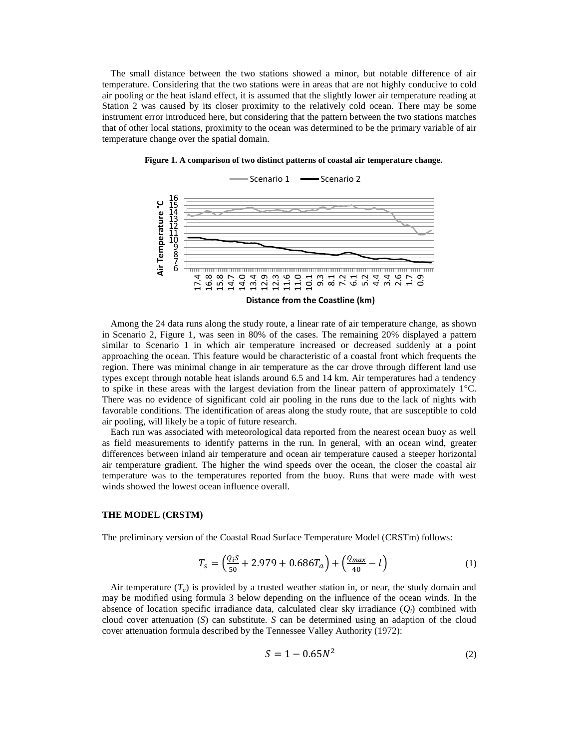The small distance between the two stations showed a minor, but notable difference of air temperature. Considering that the two stations were in areas that are not highly conducive to cold air pooling or the heat island effect, it is assumed that the slightly lower air temperature reading at Station 2 was caused by its closer proximity to the relatively cold ocean. There may be some instrument error introduced here, but considering that the pattern between the two stations matches that of other local stations, proximity to the ocean was determined to be the primary variable of air temperature change over the spatial domain.

**Figure 1. A comparison of two distinct patterns of coastal air temperature change.**

Among the 24 data runs along the study route, a linear rate of air temperature change, as shown in Scenario 2, Figure 1, was seen in 80% of the cases. The remaining 20% displayed a pattern similar to Scenario 1 in which air temperature increased or decreased suddenly at a point approaching the ocean. This feature would be characteristic of a coastal front which frequents the region. There was minimal change in air temperature as the car drove through different land use types except through notable heat islands around 6.5 and 14 km. Air temperatures had a tendency to spike in these areas with the largest deviation from the linear pattern of approximately 1°C. There was no evidence of significant cold air pooling in the runs due to the lack of nights with favorable conditions. The identification of areas along the study route, that are susceptible to cold air pooling, will likely be a topic of future research.

Each run was associated with meteorological data reported from the nearest ocean buoy as well as field measurements to identify patterns in the run. In general, with an ocean wind, greater differences between inland air temperature and ocean air temperature caused a steeper horizontal air temperature gradient. The higher the wind speeds over the ocean, the closer the coastal air temperature was to the temperatures reported from the buoy. Runs that were made with west winds showed the lowest ocean influence overall.

## THE MODEL (CRSTM)

The preliminary version of the Coastal Road Surface Temperature Model (CRSTm) follows:

$$T_s = \left(\frac{Q_i S}{50} + 2.979 + 0.686 T_a\right) + \left(\frac{Q_{max}}{40} - l\right) \tag{1}$$

Air temperature ($T_a$) is provided by a trusted weather station in, or near, the study domain and may be modified using formula 3 below depending on the influence of the ocean winds. In the absence of location specific irradiance data, calculated clear sky irradiance ($Q_i$) combined with cloud cover attenuation ($S$) can substitute. $S$ can be determined using an adaption of the cloud cover attenuation formula described by the Tennessee Valley Authority (1972):

$$S = 1 - 0.65N^2 \tag{2}$$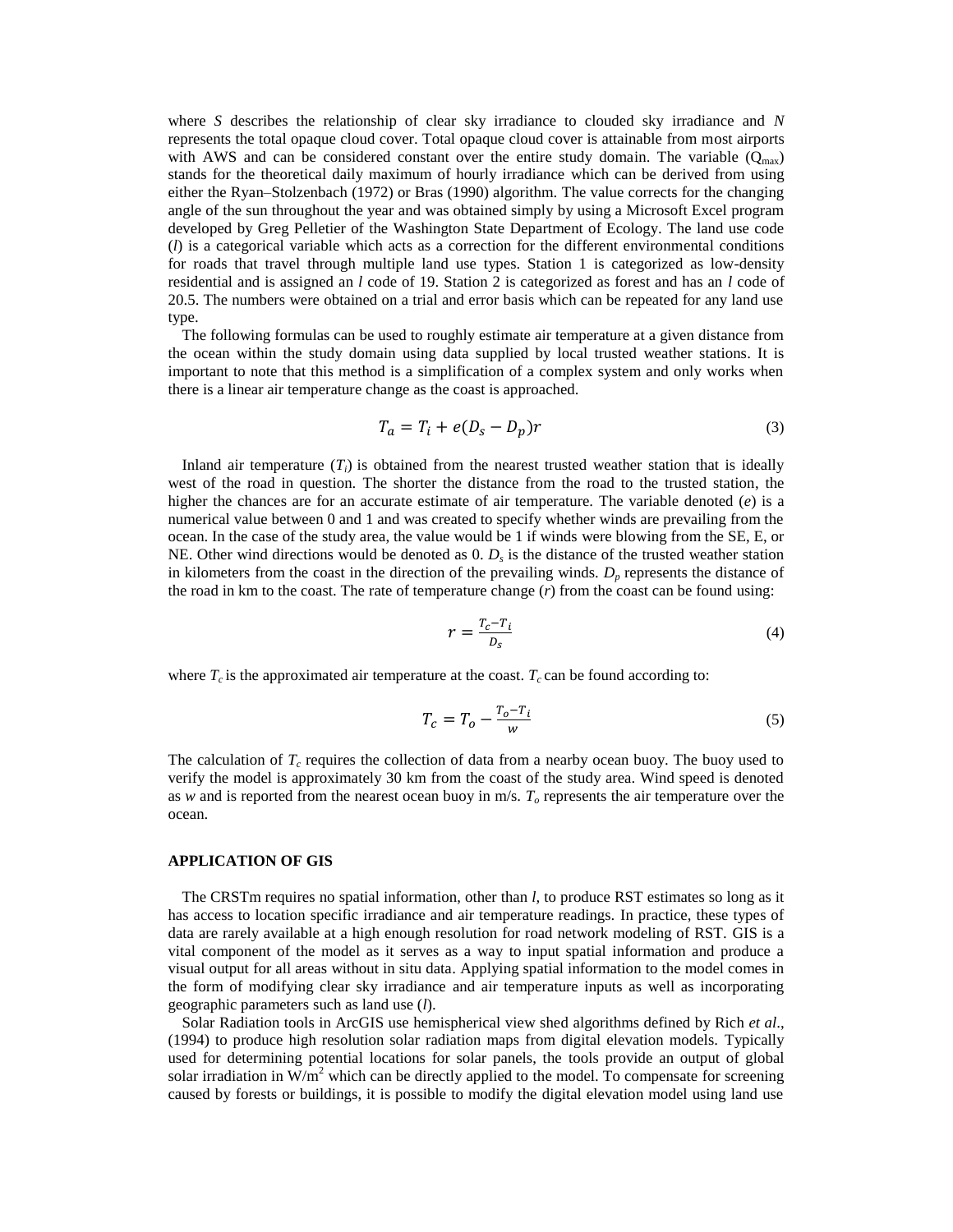where $S$ describes the relationship of clear sky irradiance to clouded sky irradiance and $N$ represents the total opaque cloud cover. Total opaque cloud cover is attainable from most airports with AWS and can be considered constant over the entire study domain. The variable ($Q_{max}$) stands for the theoretical daily maximum of hourly irradiance which can be derived from using either the Ryan–Stolzenbach (1972) or Bras (1990) algorithm. The value corrects for the changing angle of the sun throughout the year and was obtained simply by using a Microsoft Excel program developed by Greg Pelletier of the Washington State Department of Ecology. The land use code ($l$) is a categorical variable which acts as a correction for the different environmental conditions for roads that travel through multiple land use types. Station 1 is categorized as low-density residential and is assigned an $l$ code of 19. Station 2 is categorized as forest and has an $l$ code of 20.5. The numbers were obtained on a trial and error basis which can be repeated for any land use type.

The following formulas can be used to roughly estimate air temperature at a given distance from the ocean within the study domain using data supplied by local trusted weather stations. It is important to note that this method is a simplification of a complex system and only works when there is a linear air temperature change as the coast is approached.

$$T_a = T_i + e(D_s - D_p)r \tag{3}$$

Inland air temperature ($T_i$) is obtained from the nearest trusted weather station that is ideally west of the road in question. The shorter the distance from the road to the trusted station, the higher the chances are for an accurate estimate of air temperature. The variable denoted ($e$) is a numerical value between 0 and 1 and was created to specify whether winds are prevailing from the ocean. In the case of the study area, the value would be 1 if winds were blowing from the SE, E, or NE. Other wind directions would be denoted as 0. $D_s$ is the distance of the trusted weather station in kilometers from the coast in the direction of the prevailing winds. $D_p$ represents the distance of the road in km to the coast. The rate of temperature change ($r$) from the coast can be found using:

$$r = \frac{T_c - T_i}{D_s} \tag{4}$$

where $T_c$ is the approximated air temperature at the coast. $T_c$ can be found according to:

$$T_c = T_o - \frac{T_o - T_i}{w} \tag{5}$$

The calculation of $T_c$ requires the collection of data from a nearby ocean buoy. The buoy used to verify the model is approximately 30 km from the coast of the study area. Wind speed is denoted as $w$ and is reported from the nearest ocean buoy in m/s. $T_o$ represents the air temperature over the ocean.

## APPLICATION OF GIS

The CRSTm requires no spatial information, other than $l$, to produce RST estimates so long as it has access to location specific irradiance and air temperature readings. In practice, these types of data are rarely available at a high enough resolution for road network modeling of RST. GIS is a vital component of the model as it serves as a way to input spatial information and produce a visual output for all areas without in situ data. Applying spatial information to the model comes in the form of modifying clear sky irradiance and air temperature inputs as well as incorporating geographic parameters such as land use ($l$).

Solar Radiation tools in ArcGIS use hemispherical view shed algorithms defined by Rich *et al*., (1994) to produce high resolution solar radiation maps from digital elevation models. Typically used for determining potential locations for solar panels, the tools provide an output of global solar irradiation in W/m$^2$ which can be directly applied to the model. To compensate for screening caused by forests or buildings, it is possible to modify the digital elevation model using land use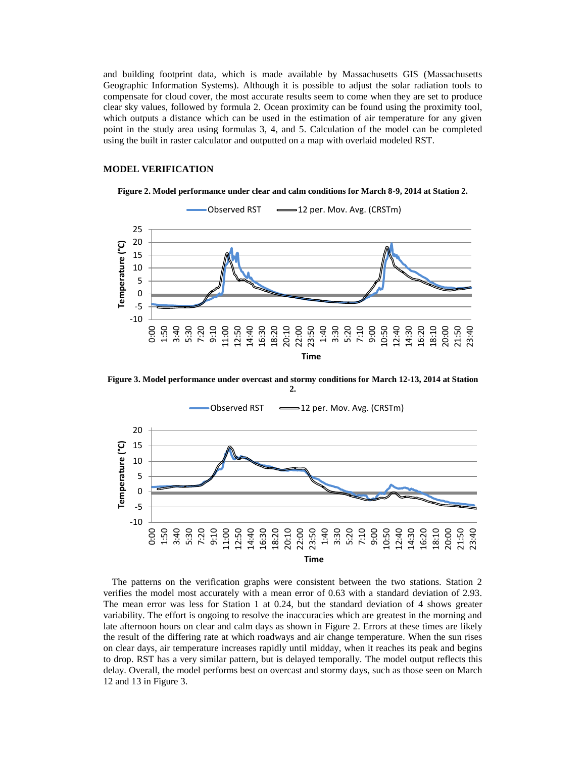and building footprint data, which is made available by Massachusetts GIS (Massachusetts Geographic Information Systems). Although it is possible to adjust the solar radiation tools to compensate for cloud cover, the most accurate results seem to come when they are set to produce clear sky values, followed by formula 2. Ocean proximity can be found using the proximity tool, which outputs a distance which can be used in the estimation of air temperature for any given point in the study area using formulas 3, 4, and 5. Calculation of the model can be completed using the built in raster calculator and outputted on a map with overlaid modeled RST.

## MODEL VERIFICATION

**Figure 2. Model performance under clear and calm conditions for March 8-9, 2014 at Station 2.**

**Figure 3. Model performance under overcast and stormy conditions for March 12-13, 2014 at Station 2.**

The patterns on the verification graphs were consistent between the two stations. Station 2 verifies the model most accurately with a mean error of 0.63 with a standard deviation of 2.93. The mean error was less for Station 1 at 0.24, but the standard deviation of 4 shows greater variability. The effort is ongoing to resolve the inaccuracies which are greatest in the morning and late afternoon hours on clear and calm days as shown in Figure 2. Errors at these times are likely the result of the differing rate at which roadways and air change temperature. When the sun rises on clear days, air temperature increases rapidly until midday, when it reaches its peak and begins to drop. RST has a very similar pattern, but is delayed temporally. The model output reflects this delay. Overall, the model performs best on overcast and stormy days, such as those seen on March 12 and 13 in Figure 3.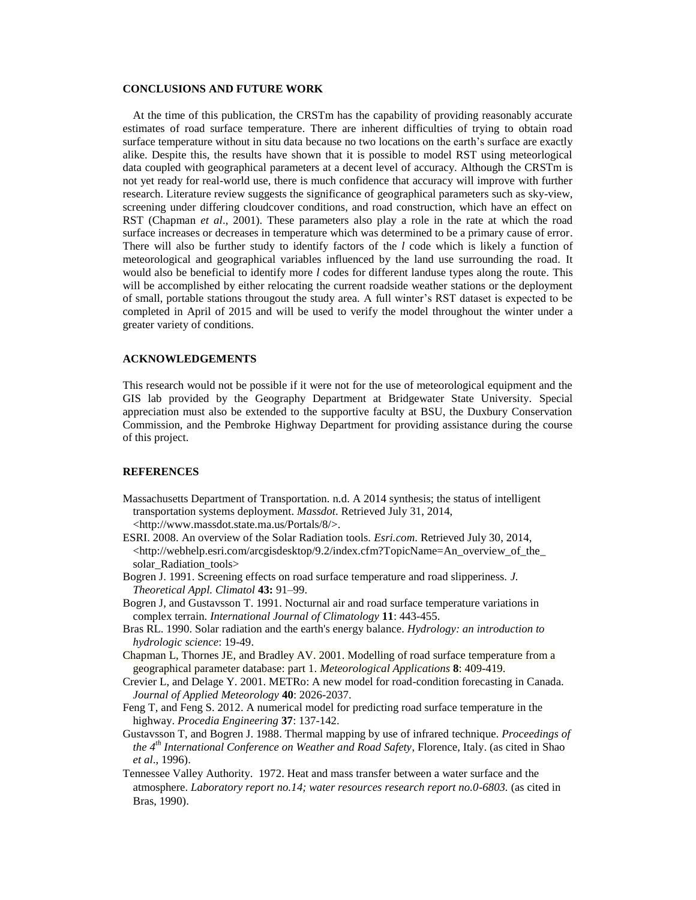## CONCLUSIONS AND FUTURE WORK

At the time of this publication, the CRSTm has the capability of providing reasonably accurate estimates of road surface temperature. There are inherent difficulties of trying to obtain road surface temperature without in situ data because no two locations on the earth's surface are exactly alike. Despite this, the results have shown that it is possible to model RST using meteorlogical data coupled with geographical parameters at a decent level of accuracy. Although the CRSTm is not yet ready for real-world use, there is much confidence that accuracy will improve with further research. Literature review suggests the significance of geographical parameters such as sky-view, screening under differing cloudcover conditions, and road construction, which have an effect on RST (Chapman *et al*., 2001). These parameters also play a role in the rate at which the road surface increases or decreases in temperature which was determined to be a primary cause of error. There will also be further study to identify factors of the *l* code which is likely a function of meteorological and geographical variables influenced by the land use surrounding the road. It would also be beneficial to identify more *l* codes for different landuse types along the route. This will be accomplished by either relocating the current roadside weather stations or the deployment of small, portable stations througout the study area. A full winter's RST dataset is expected to be completed in April of 2015 and will be used to verify the model throughout the winter under a greater variety of conditions.

## ACKNOWLEDGEMENTS

This research would not be possible if it were not for the use of meteorological equipment and the GIS lab provided by the Geography Department at Bridgewater State University. Special appreciation must also be extended to the supportive faculty at BSU, the Duxbury Conservation Commission, and the Pembroke Highway Department for providing assistance during the course of this project.

## REFERENCES

Massachusetts Department of Transportation. n.d. A 2014 synthesis; the status of intelligent transportation systems deployment. *Massdot*. Retrieved July 31, 2014, <http://www.massdot.state.ma.us/Portals/8/>.

ESRI. 2008. An overview of the Solar Radiation tools. *Esri.com*. Retrieved July 30, 2014, <http://webhelp.esri.com/arcgisdesktop/9.2/index.cfm?TopicName=An_overview_of_the_solar_Radiation_tools>

Bogren J. 1991. Screening effects on road surface temperature and road slipperiness. *J. Theoretical Appl. Climatol* **43:** 91–99.

Bogren J, and Gustavsson T. 1991. Nocturnal air and road surface temperature variations in complex terrain. *International Journal of Climatology* **11**: 443-455.

Bras RL. 1990. Solar radiation and the earth's energy balance. *Hydrology: an introduction to hydrologic science*: 19-49.

Chapman L, Thornes JE, and Bradley AV. 2001. Modelling of road surface temperature from a geographical parameter database: part 1. *Meteorological Applications* **8**: 409-419.

Crevier L, and Delage Y. 2001. METRo: A new model for road-condition forecasting in Canada. *Journal of Applied Meteorology* **40**: 2026-2037.

Feng T, and Feng S. 2012. A numerical model for predicting road surface temperature in the highway. *Procedia Engineering* **37**: 137-142.

Gustavsson T, and Bogren J. 1988. Thermal mapping by use of infrared technique. *Proceedings of the 4th International Conference on Weather and Road Safety*, Florence, Italy. (as cited in Shao *et al*., 1996).

Tennessee Valley Authority. 1972. Heat and mass transfer between a water surface and the atmosphere. *Laboratory report no.14; water resources research report no.0-6803.* (as cited in Bras, 1990).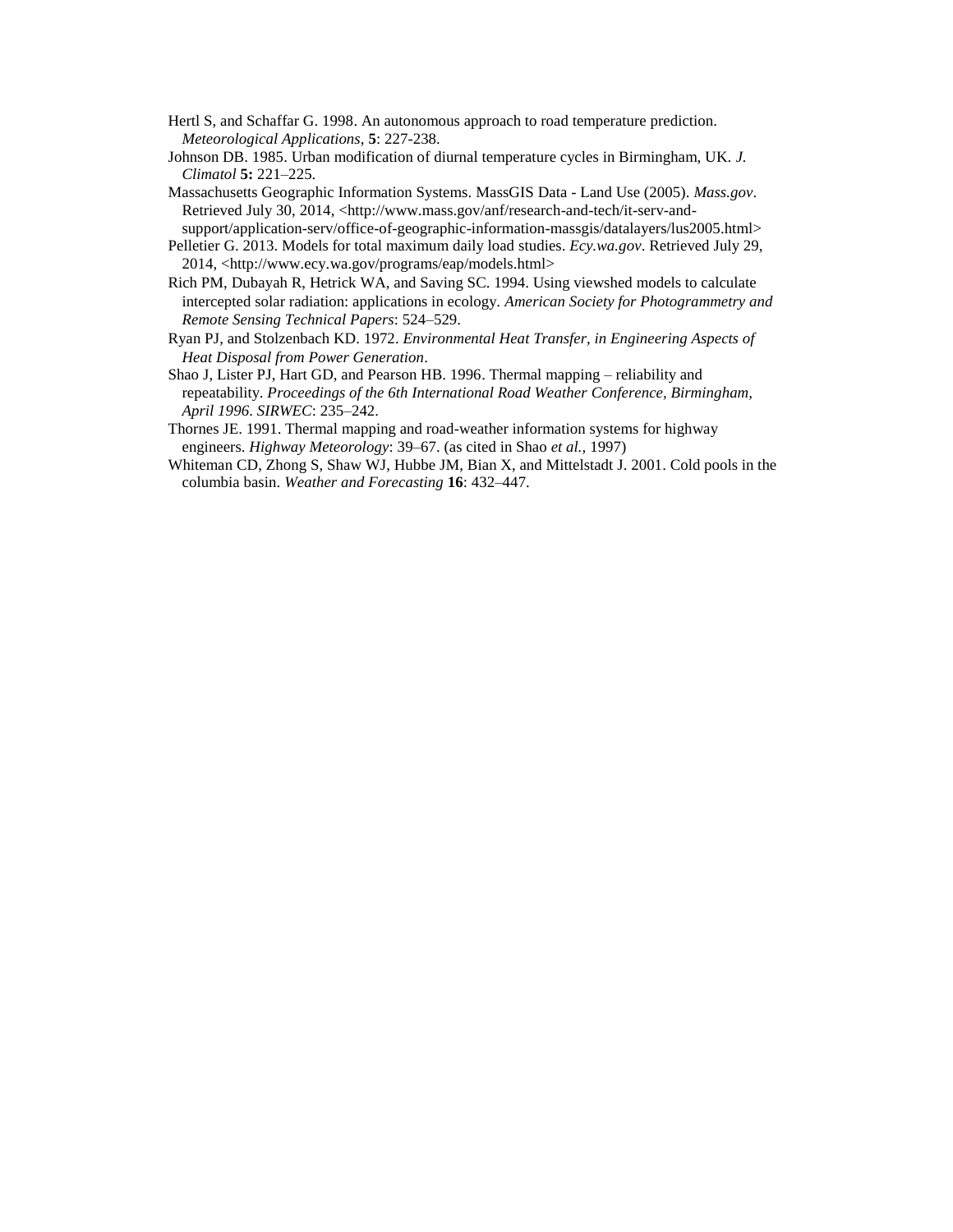Hertl S, and Schaffar G. 1998. An autonomous approach to road temperature prediction. *Meteorological Applications*, **5**: 227-238.

Johnson DB. 1985. Urban modification of diurnal temperature cycles in Birmingham, UK. *J. Climatol* **5:** 221–225.

Massachusetts Geographic Information Systems. MassGIS Data - Land Use (2005). *Mass.gov*. Retrieved July 30, 2014, <http://www.mass.gov/anf/research-and-tech/it-serv-and-support/application-serv/office-of-geographic-information-massgis/datalayers/lus2005.html>

Pelletier G. 2013. Models for total maximum daily load studies. *Ecy.wa.gov*. Retrieved July 29, 2014, <http://www.ecy.wa.gov/programs/eap/models.html>

Rich PM, Dubayah R, Hetrick WA, and Saving SC. 1994. Using viewshed models to calculate intercepted solar radiation: applications in ecology. *American Society for Photogrammetry and Remote Sensing Technical Papers*: 524–529.

Ryan PJ, and Stolzenbach KD. 1972. *Environmental Heat Transfer, in Engineering Aspects of Heat Disposal from Power Generation*.

Shao J, Lister PJ, Hart GD, and Pearson HB. 1996. Thermal mapping – reliability and repeatability. *Proceedings of the 6th International Road Weather Conference, Birmingham, April 1996*. *SIRWEC*: 235–242.

Thornes JE. 1991. Thermal mapping and road-weather information systems for highway engineers. *Highway Meteorology*: 39–67. (as cited in Shao *et al.,* 1997)

Whiteman CD, Zhong S, Shaw WJ, Hubbe JM, Bian X, and Mittelstadt J. 2001. Cold pools in the columbia basin. *Weather and Forecasting* **16**: 432–447.